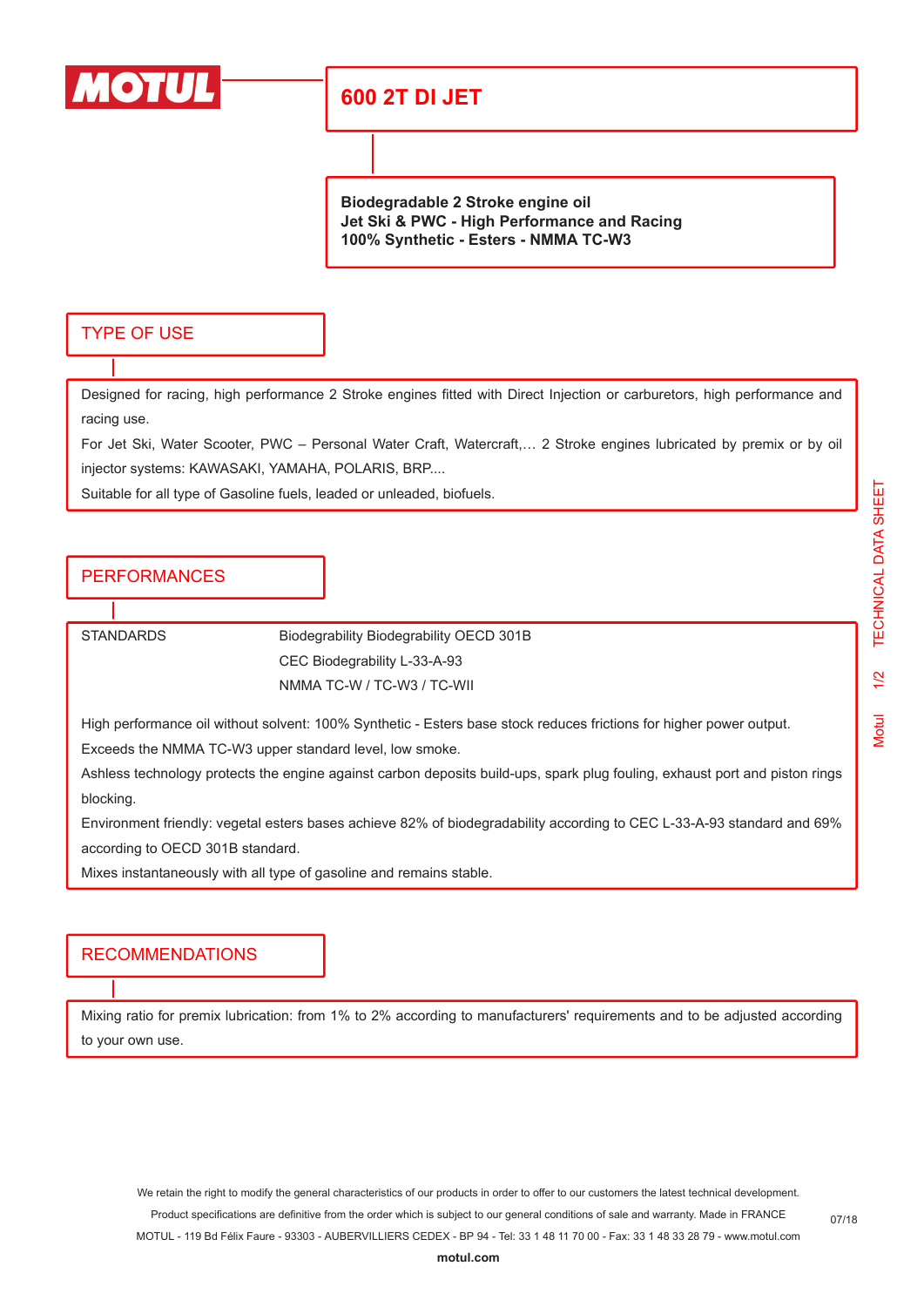# 600 2T DI JET

**Biodegradable 2 Stroke engine oil**
**Jet Ski & PWC - High Performance and Racing**
**100% Synthetic - Esters - NMMA TC-W3**

## TYPE OF USE

Designed for racing, high performance 2 Stroke engines fitted with Direct Injection or carburetors, high performance and racing use.

For Jet Ski, Water Scooter, PWC – Personal Water Craft, Watercraft,… 2 Stroke engines lubricated by premix or by oil injector systems: KAWASAKI, YAMAHA, POLARIS, BRP....

Suitable for all type of Gasoline fuels, leaded or unleaded, biofuels.

## PERFORMANCES

| STANDARDS | Biodegrability Biodegrability OECD 301B |
| --- | --- |
| | CEC Biodegrability L-33-A-93 |
| | NMMA TC-W / TC-W3 / TC-WII |

High performance oil without solvent: 100% Synthetic - Esters base stock reduces frictions for higher power output.

Exceeds the NMMA TC-W3 upper standard level, low smoke.

Ashless technology protects the engine against carbon deposits build-ups, spark plug fouling, exhaust port and piston rings blocking.

Environment friendly: vegetal esters bases achieve 82% of biodegradability according to CEC L-33-A-93 standard and 69% according to OECD 301B standard.

Mixes instantaneously with all type of gasoline and remains stable.

## RECOMMENDATIONS

Mixing ratio for premix lubrication: from 1% to 2% according to manufacturers' requirements and to be adjusted according to your own use.

We retain the right to modify the general characteristics of our products in order to offer to our customers the latest technical development.
Product specifications are definitive from the order which is subject to our general conditions of sale and warranty. Made in FRANCE
MOTUL - 119 Bd Félix Faure - 93303 - AUBERVILLIERS CEDEX - BP 94 - Tel: 33 1 48 11 70 00 - Fax: 33 1 48 33 28 79 - www.motul.com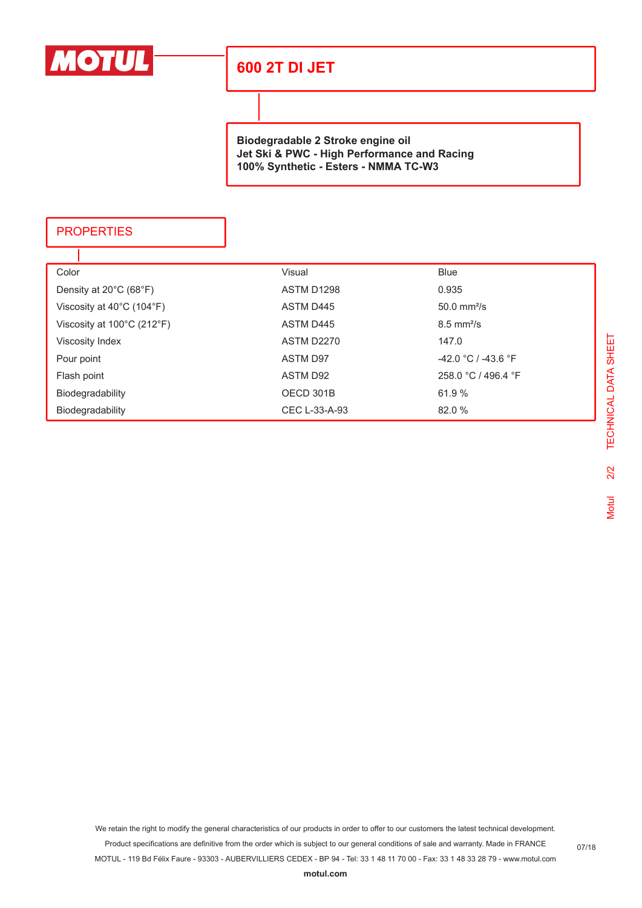# 600 2T DI JET

**Biodegradable 2 Stroke engine oil**
**Jet Ski & PWC - High Performance and Racing**
**100% Synthetic - Esters - NMMA TC-W3**

## PROPERTIES

| | | |
|---|---|---|
| Color | Visual | Blue |
| Density at 20°C (68°F) | ASTM D1298 | 0.935 |
| Viscosity at 40°C (104°F) | ASTM D445 | 50.0 mm²/s |
| Viscosity at 100°C (212°F) | ASTM D445 | 8.5 mm²/s |
| Viscosity Index | ASTM D2270 | 147.0 |
| Pour point | ASTM D97 | -42.0 °C / -43.6 °F |
| Flash point | ASTM D92 | 258.0 °C / 496.4 °F |
| Biodegradability | OECD 301B | 61.9 % |
| Biodegradability | CEC L-33-A-93 | 82.0 % |

We retain the right to modify the general characteristics of our products in order to offer to our customers the latest technical development.
Product specifications are definitive from the order which is subject to our general conditions of sale and warranty. Made in FRANCE
MOTUL - 119 Bd Félix Faure - 93303 - AUBERVILLIERS CEDEX - BP 94 - Tel: 33 1 48 11 70 00 - Fax: 33 1 48 33 28 79 - www.motul.com

**motul.com**

07/18